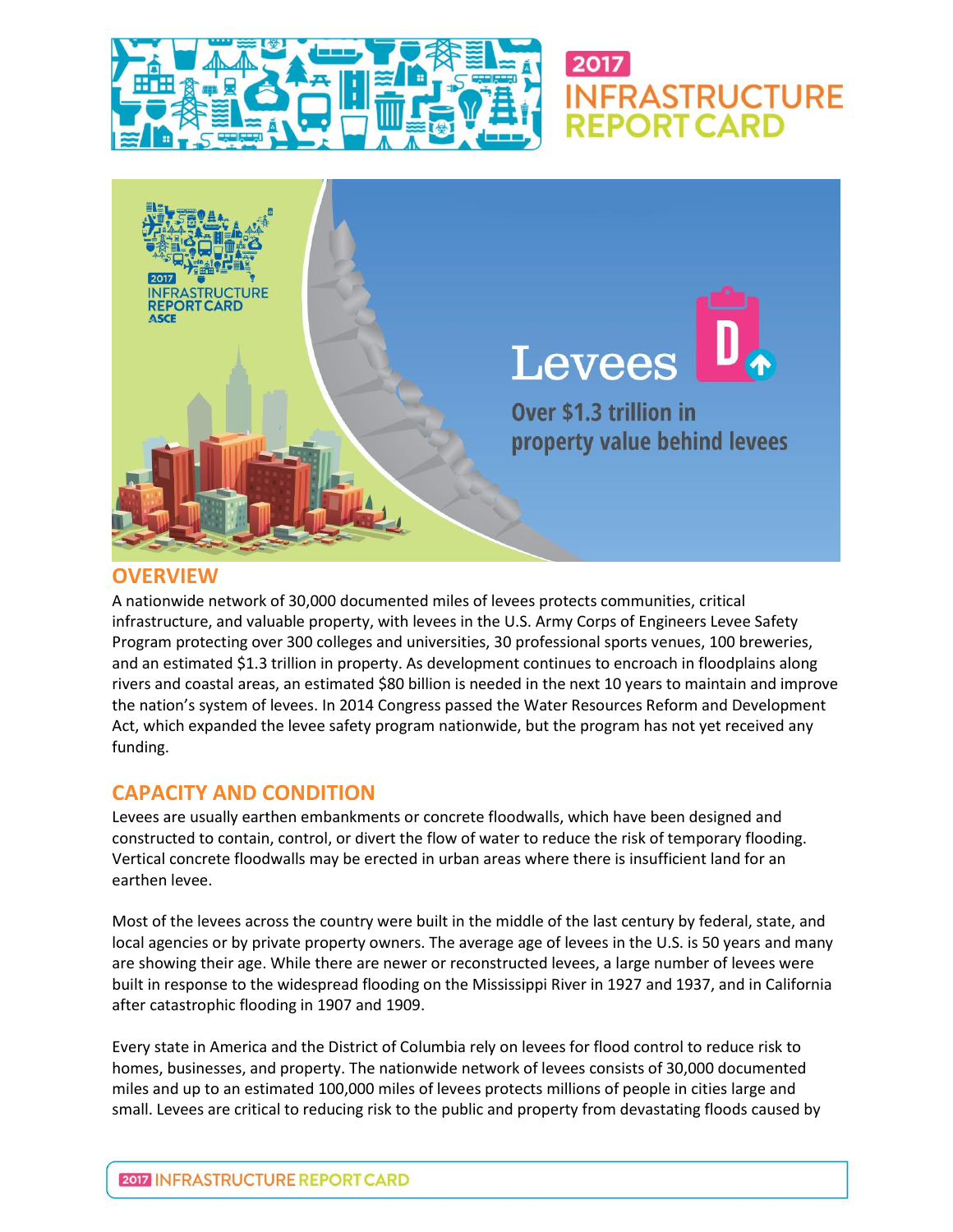# 2017 INFRASTRUCTURE REPORT CARD

# Levees D

**Over $1.3 trillion in property value behind levees**

## OVERVIEW

A nationwide network of 30,000 documented miles of levees protects communities, critical infrastructure, and valuable property, with levees in the U.S. Army Corps of Engineers Levee Safety Program protecting over 300 colleges and universities, 30 professional sports venues, 100 breweries, and an estimated $1.3 trillion in property. As development continues to encroach in floodplains along rivers and coastal areas, an estimated $80 billion is needed in the next 10 years to maintain and improve the nation's system of levees. In 2014 Congress passed the Water Resources Reform and Development Act, which expanded the levee safety program nationwide, but the program has not yet received any funding.

## CAPACITY AND CONDITION

Levees are usually earthen embankments or concrete floodwalls, which have been designed and constructed to contain, control, or divert the flow of water to reduce the risk of temporary flooding. Vertical concrete floodwalls may be erected in urban areas where there is insufficient land for an earthen levee.

Most of the levees across the country were built in the middle of the last century by federal, state, and local agencies or by private property owners. The average age of levees in the U.S. is 50 years and many are showing their age. While there are newer or reconstructed levees, a large number of levees were built in response to the widespread flooding on the Mississippi River in 1927 and 1937, and in California after catastrophic flooding in 1907 and 1909.

Every state in America and the District of Columbia rely on levees for flood control to reduce risk to homes, businesses, and property. The nationwide network of levees consists of 30,000 documented miles and up to an estimated 100,000 miles of levees protects millions of people in cities large and small. Levees are critical to reducing risk to the public and property from devastating floods caused by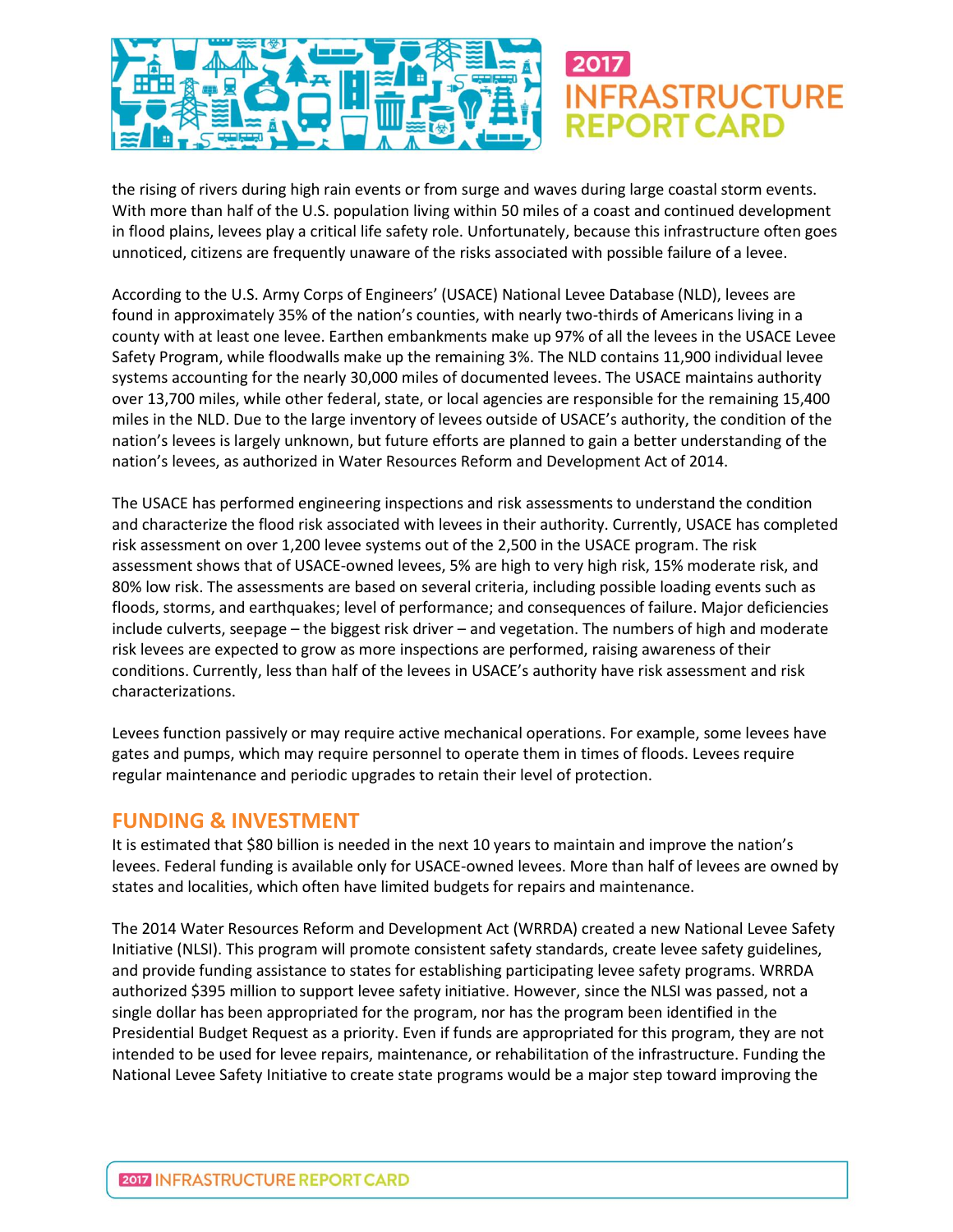the rising of rivers during high rain events or from surge and waves during large coastal storm events. With more than half of the U.S. population living within 50 miles of a coast and continued development in flood plains, levees play a critical life safety role. Unfortunately, because this infrastructure often goes unnoticed, citizens are frequently unaware of the risks associated with possible failure of a levee.

According to the U.S. Army Corps of Engineers' (USACE) National Levee Database (NLD), levees are found in approximately 35% of the nation's counties, with nearly two-thirds of Americans living in a county with at least one levee. Earthen embankments make up 97% of all the levees in the USACE Levee Safety Program, while floodwalls make up the remaining 3%. The NLD contains 11,900 individual levee systems accounting for the nearly 30,000 miles of documented levees. The USACE maintains authority over 13,700 miles, while other federal, state, or local agencies are responsible for the remaining 15,400 miles in the NLD. Due to the large inventory of levees outside of USACE's authority, the condition of the nation's levees is largely unknown, but future efforts are planned to gain a better understanding of the nation's levees, as authorized in Water Resources Reform and Development Act of 2014.

The USACE has performed engineering inspections and risk assessments to understand the condition and characterize the flood risk associated with levees in their authority. Currently, USACE has completed risk assessment on over 1,200 levee systems out of the 2,500 in the USACE program. The risk assessment shows that of USACE-owned levees, 5% are high to very high risk, 15% moderate risk, and 80% low risk. The assessments are based on several criteria, including possible loading events such as floods, storms, and earthquakes; level of performance; and consequences of failure. Major deficiencies include culverts, seepage – the biggest risk driver – and vegetation. The numbers of high and moderate risk levees are expected to grow as more inspections are performed, raising awareness of their conditions. Currently, less than half of the levees in USACE's authority have risk assessment and risk characterizations.

Levees function passively or may require active mechanical operations. For example, some levees have gates and pumps, which may require personnel to operate them in times of floods. Levees require regular maintenance and periodic upgrades to retain their level of protection.

## FUNDING & INVESTMENT

It is estimated that $80 billion is needed in the next 10 years to maintain and improve the nation's levees. Federal funding is available only for USACE-owned levees. More than half of levees are owned by states and localities, which often have limited budgets for repairs and maintenance.

The 2014 Water Resources Reform and Development Act (WRRDA) created a new National Levee Safety Initiative (NLSI). This program will promote consistent safety standards, create levee safety guidelines, and provide funding assistance to states for establishing participating levee safety programs. WRRDA authorized $395 million to support levee safety initiative. However, since the NLSI was passed, not a single dollar has been appropriated for the program, nor has the program been identified in the Presidential Budget Request as a priority. Even if funds are appropriated for this program, they are not intended to be used for levee repairs, maintenance, or rehabilitation of the infrastructure. Funding the National Levee Safety Initiative to create state programs would be a major step toward improving the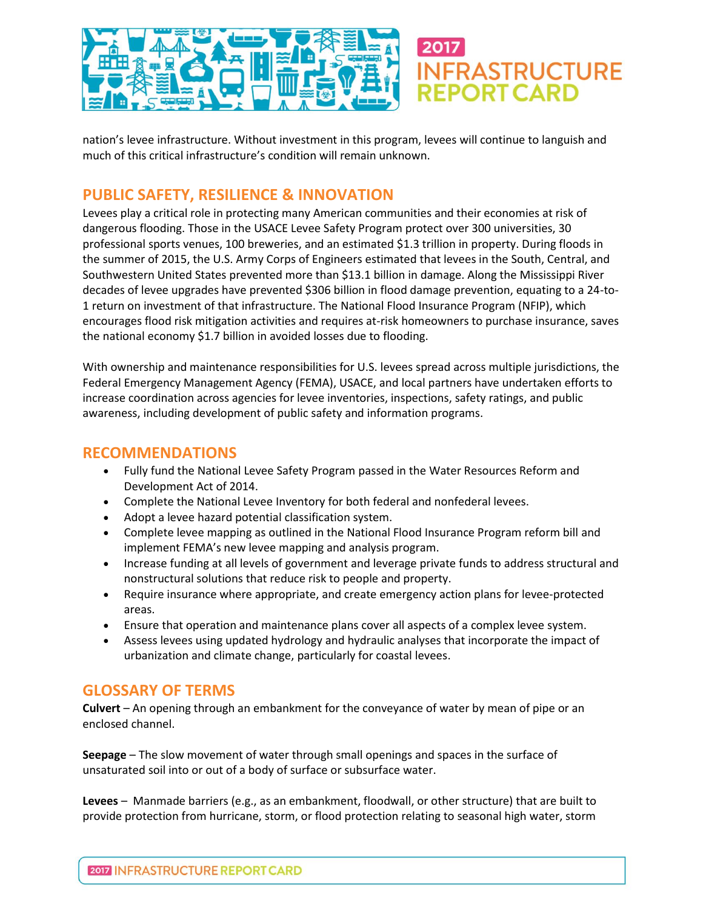nation's levee infrastructure. Without investment in this program, levees will continue to languish and much of this critical infrastructure's condition will remain unknown.

## PUBLIC SAFETY, RESILIENCE & INNOVATION

Levees play a critical role in protecting many American communities and their economies at risk of dangerous flooding. Those in the USACE Levee Safety Program protect over 300 universities, 30 professional sports venues, 100 breweries, and an estimated $1.3 trillion in property. During floods in the summer of 2015, the U.S. Army Corps of Engineers estimated that levees in the South, Central, and Southwestern United States prevented more than $13.1 billion in damage. Along the Mississippi River decades of levee upgrades have prevented $306 billion in flood damage prevention, equating to a 24-to-1 return on investment of that infrastructure. The National Flood Insurance Program (NFIP), which encourages flood risk mitigation activities and requires at-risk homeowners to purchase insurance, saves the national economy $1.7 billion in avoided losses due to flooding.

With ownership and maintenance responsibilities for U.S. levees spread across multiple jurisdictions, the Federal Emergency Management Agency (FEMA), USACE, and local partners have undertaken efforts to increase coordination across agencies for levee inventories, inspections, safety ratings, and public awareness, including development of public safety and information programs.

## RECOMMENDATIONS

- Fully fund the National Levee Safety Program passed in the Water Resources Reform and Development Act of 2014.
- Complete the National Levee Inventory for both federal and nonfederal levees.
- Adopt a levee hazard potential classification system.
- Complete levee mapping as outlined in the National Flood Insurance Program reform bill and implement FEMA's new levee mapping and analysis program.
- Increase funding at all levels of government and leverage private funds to address structural and nonstructural solutions that reduce risk to people and property.
- Require insurance where appropriate, and create emergency action plans for levee-protected areas.
- Ensure that operation and maintenance plans cover all aspects of a complex levee system.
- Assess levees using updated hydrology and hydraulic analyses that incorporate the impact of urbanization and climate change, particularly for coastal levees.

## GLOSSARY OF TERMS

**Culvert** – An opening through an embankment for the conveyance of water by mean of pipe or an enclosed channel.

**Seepage** – The slow movement of water through small openings and spaces in the surface of unsaturated soil into or out of a body of surface or subsurface water.

**Levees** – Manmade barriers (e.g., as an embankment, floodwall, or other structure) that are built to provide protection from hurricane, storm, or flood protection relating to seasonal high water, storm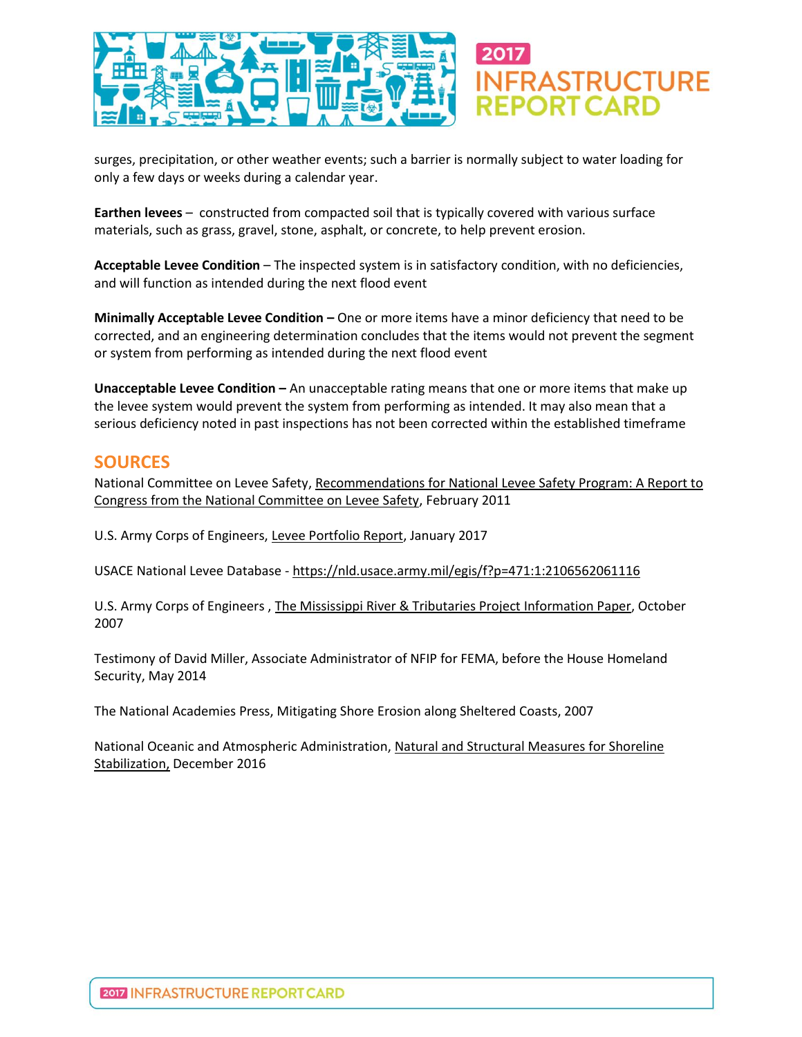surges, precipitation, or other weather events; such a barrier is normally subject to water loading for only a few days or weeks during a calendar year.

**Earthen levees** – constructed from compacted soil that is typically covered with various surface materials, such as grass, gravel, stone, asphalt, or concrete, to help prevent erosion.

**Acceptable Levee Condition** – The inspected system is in satisfactory condition, with no deficiencies, and will function as intended during the next flood event

**Minimally Acceptable Levee Condition –** One or more items have a minor deficiency that need to be corrected, and an engineering determination concludes that the items would not prevent the segment or system from performing as intended during the next flood event

**Unacceptable Levee Condition –** An unacceptable rating means that one or more items that make up the levee system would prevent the system from performing as intended. It may also mean that a serious deficiency noted in past inspections has not been corrected within the established timeframe

## SOURCES

National Committee on Levee Safety, Recommendations for National Levee Safety Program: A Report to Congress from the National Committee on Levee Safety, February 2011

U.S. Army Corps of Engineers, Levee Portfolio Report, January 2017

USACE National Levee Database - https://nld.usace.army.mil/egis/f?p=471:1:2106562061116

U.S. Army Corps of Engineers , The Mississippi River & Tributaries Project Information Paper, October 2007

Testimony of David Miller, Associate Administrator of NFIP for FEMA, before the House Homeland Security, May 2014

The National Academies Press, Mitigating Shore Erosion along Sheltered Coasts, 2007

National Oceanic and Atmospheric Administration, Natural and Structural Measures for Shoreline Stabilization, December 2016